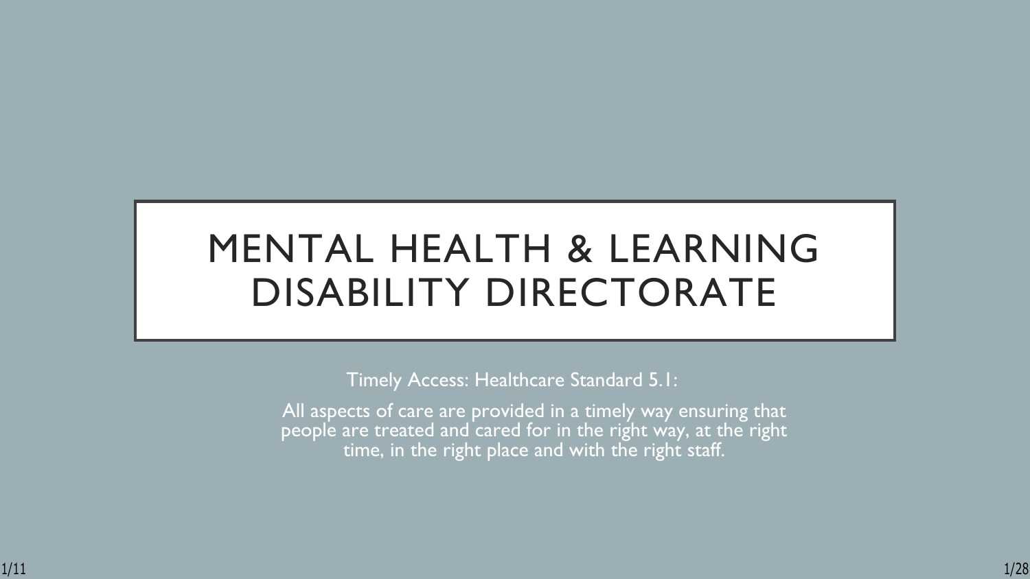# MENTAL HEALTH & LEARNING DISABILITY DIRECTORATE

Timely Access: Healthcare Standard 5.1:

All aspects of care are provided in a timely way ensuring that people are treated and cared for in the right way, at the right time, in the right place and with the right staff.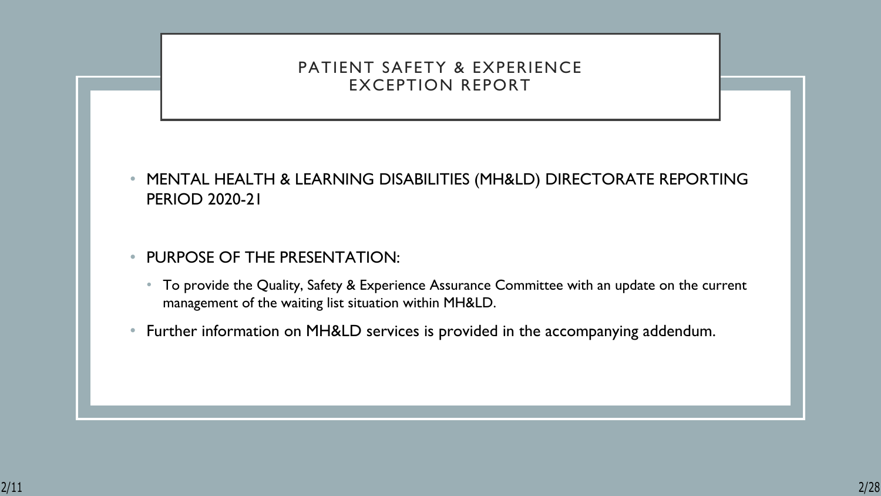# PATIENT SAFETY & EXPERIENCE EXCEPTION REPORT

- MENTAL HEALTH & LEARNING DISABILITIES (MH&LD) DIRECTORATE REPORTING PERIOD 2020-21

- PURPOSE OF THE PRESENTATION:
  - To provide the Quality, Safety & Experience Assurance Committee with an update on the current management of the waiting list situation within MH&LD.
- Further information on MH&LD services is provided in the accompanying addendum.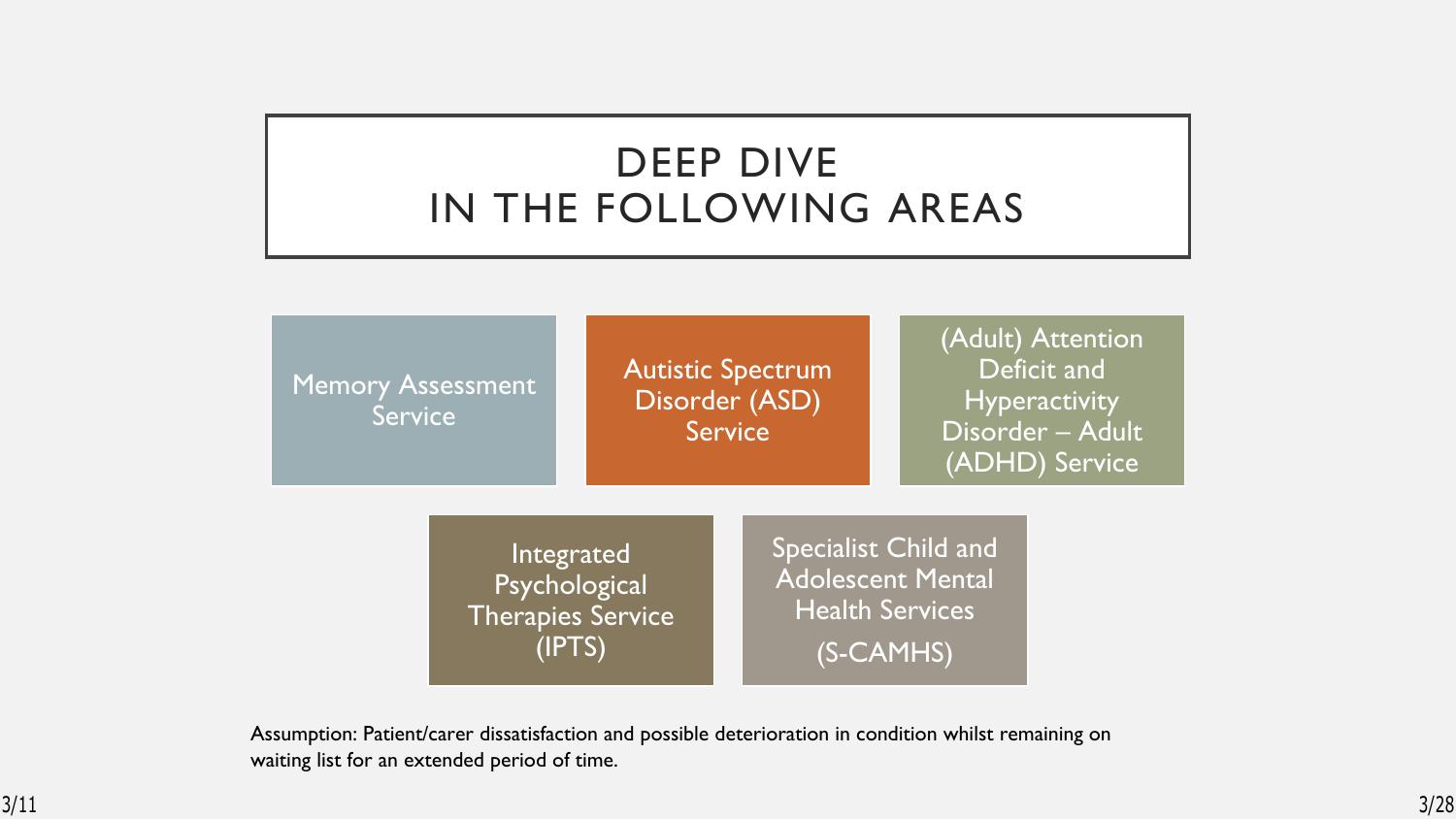# DEEP DIVE IN THE FOLLOWING AREAS

- Memory Assessment Service
- Autistic Spectrum Disorder (ASD) Service
- (Adult) Attention Deficit and Hyperactivity Disorder – Adult (ADHD) Service
- Integrated Psychological Therapies Service (IPTS)
- Specialist Child and Adolescent Mental Health Services (S-CAMHS)

Assumption: Patient/carer dissatisfaction and possible deterioration in condition whilst remaining on waiting list for an extended period of time.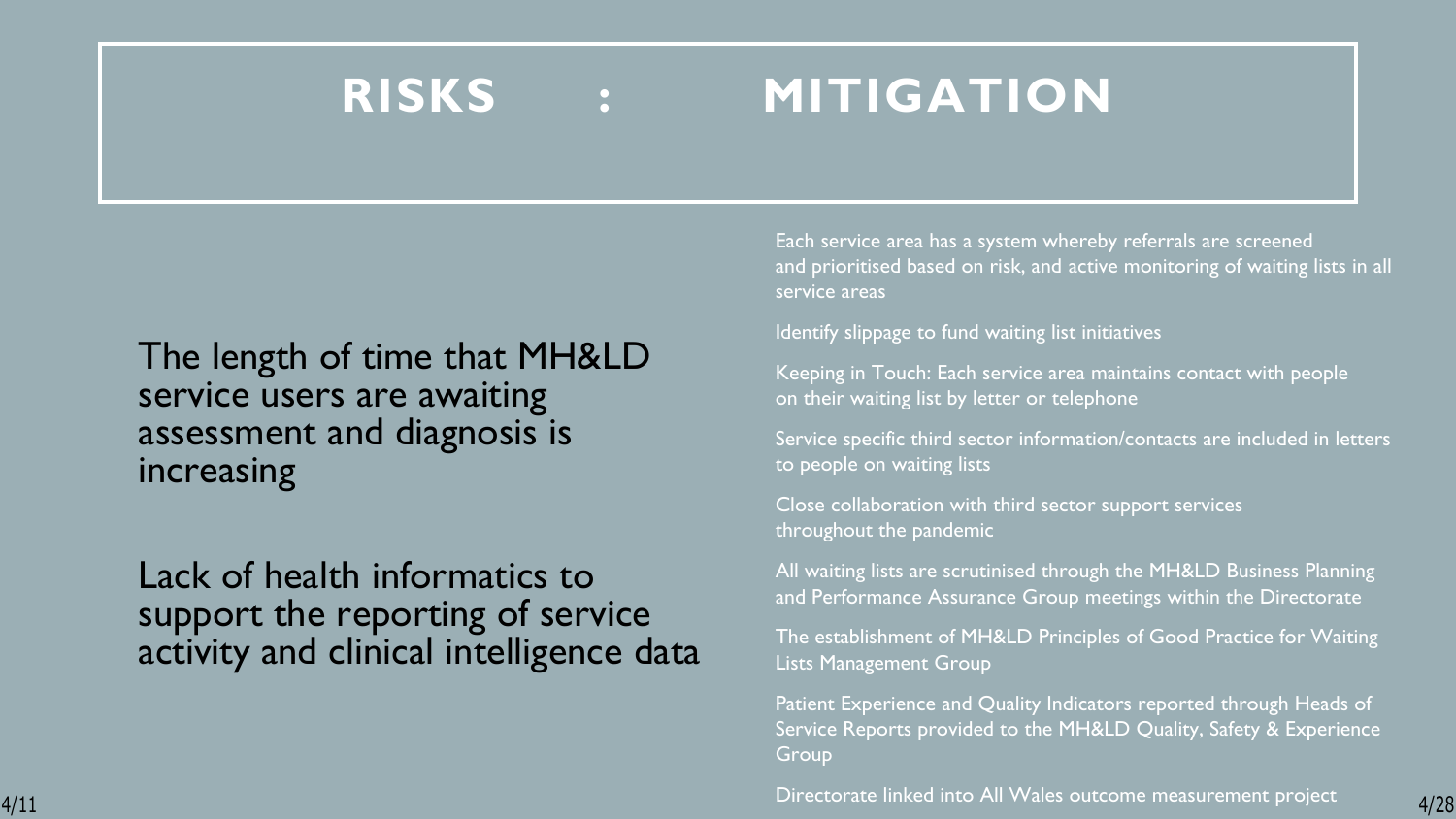# RISKS : MITIGATION

The length of time that MH&LD service users are awaiting assessment and diagnosis is increasing

Lack of health informatics to support the reporting of service activity and clinical intelligence data

Each service area has a system whereby referrals are screened and prioritised based on risk, and active monitoring of waiting lists in all service areas

Identify slippage to fund waiting list initiatives

Keeping in Touch: Each service area maintains contact with people on their waiting list by letter or telephone

Service specific third sector information/contacts are included in letters to people on waiting lists

Close collaboration with third sector support services throughout the pandemic

All waiting lists are scrutinised through the MH&LD Business Planning and Performance Assurance Group meetings within the Directorate

The establishment of MH&LD Principles of Good Practice for Waiting Lists Management Group

Patient Experience and Quality Indicators reported through Heads of Service Reports provided to the MH&LD Quality, Safety & Experience Group

Directorate linked into All Wales outcome measurement project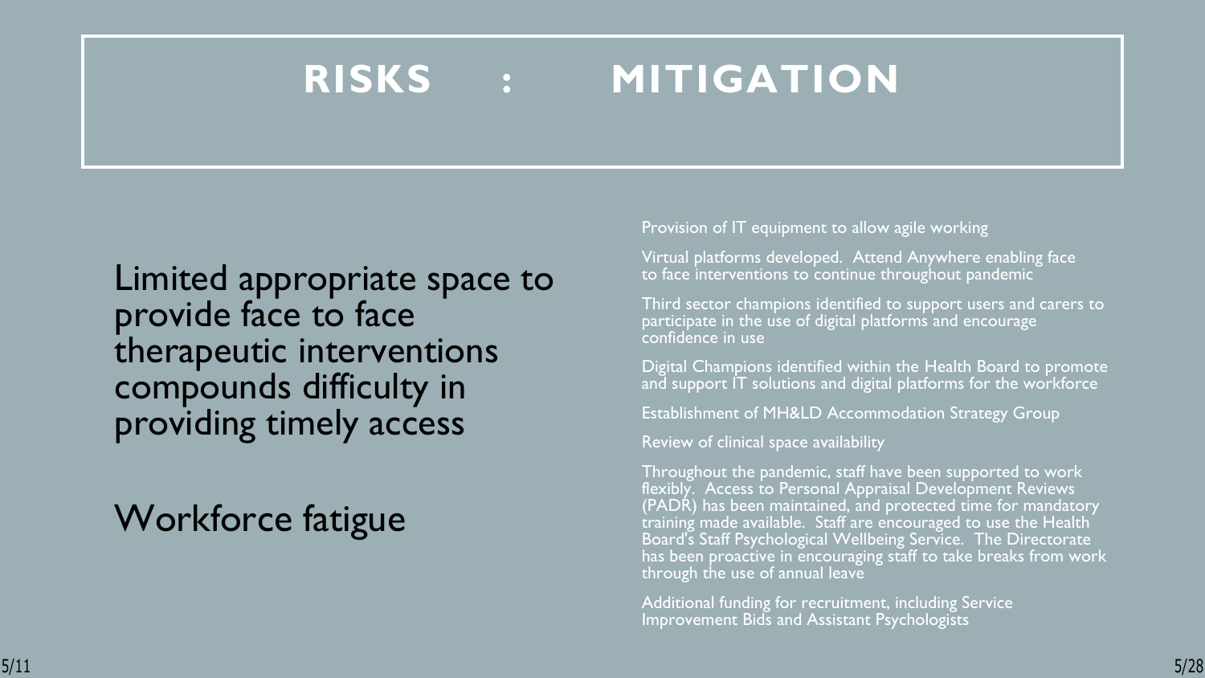# RISKS : MITIGATION

| Risks | Mitigation |
| --- | --- |
| Limited appropriate space to provide face to face therapeutic interventions compounds difficulty in providing timely access | Provision of IT equipment to allow agile working<br><br>Virtual platforms developed. Attend Anywhere enabling face to face interventions to continue throughout pandemic<br><br>Third sector champions identified to support users and carers to participate in the use of digital platforms and encourage confidence in use<br><br>Digital Champions identified within the Health Board to promote and support IT solutions and digital platforms for the workforce<br><br>Establishment of MH&LD Accommodation Strategy Group<br><br>Review of clinical space availability |
| Workforce fatigue | Throughout the pandemic, staff have been supported to work flexibly. Access to Personal Appraisal Development Reviews (PADR) has been maintained, and protected time for mandatory training made available. Staff are encouraged to use the Health Board's Staff Psychological Wellbeing Service. The Directorate has been proactive in encouraging staff to take breaks from work through the use of annual leave<br><br>Additional funding for recruitment, including Service Improvement Bids and Assistant Psychologists |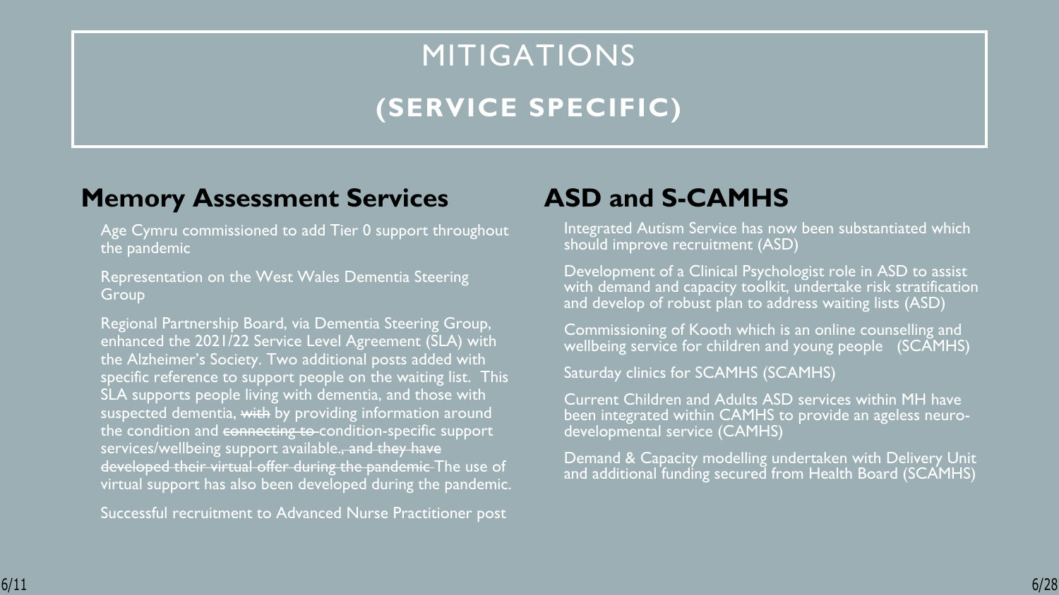# MITIGATIONS

## (SERVICE SPECIFIC)

### Memory Assessment Services

Age Cymru commissioned to add Tier 0 support throughout the pandemic

Representation on the West Wales Dementia Steering Group

Regional Partnership Board, via Dementia Steering Group, enhanced the 2021/22 Service Level Agreement (SLA) with the Alzheimer's Society. Two additional posts added with specific reference to support people on the waiting list. This SLA supports people living with dementia, and those with suspected dementia, ~~with~~ by providing information around the condition and ~~connecting to~~ condition-specific support services/wellbeing support available~~., and they have developed their virtual offer during the pandemic~~ The use of virtual support has also been developed during the pandemic.

Successful recruitment to Advanced Nurse Practitioner post

### ASD and S-CAMHS

Integrated Autism Service has now been substantiated which should improve recruitment (ASD)

Development of a Clinical Psychologist role in ASD to assist with demand and capacity toolkit, undertake risk stratification and develop of robust plan to address waiting lists (ASD)

Commissioning of Kooth which is an online counselling and wellbeing service for children and young people (SCAMHS)

Saturday clinics for SCAMHS (SCAMHS)

Current Children and Adults ASD services within MH have been integrated within CAMHS to provide an ageless neuro-developmental service (CAMHS)

Demand & Capacity modelling undertaken with Delivery Unit and additional funding secured from Health Board (SCAMHS)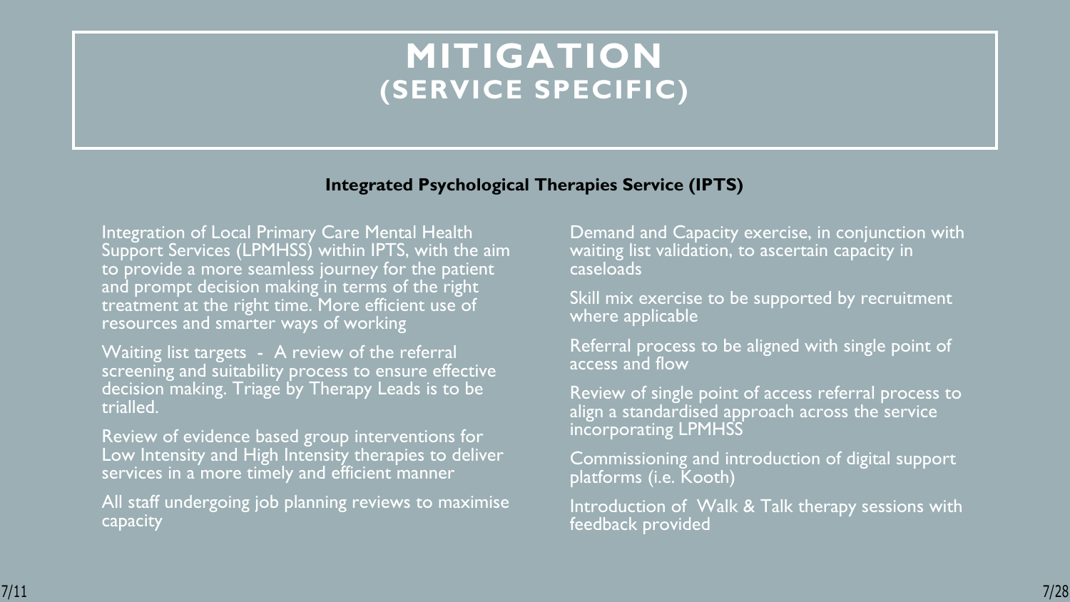# MITIGATION (SERVICE SPECIFIC)

**Integrated Psychological Therapies Service (IPTS)**

Integration of Local Primary Care Mental Health Support Services (LPMHSS) within IPTS, with the aim to provide a more seamless journey for the patient and prompt decision making in terms of the right treatment at the right time. More efficient use of resources and smarter ways of working

Waiting list targets - A review of the referral screening and suitability process to ensure effective decision making. Triage by Therapy Leads is to be trialled.

Review of evidence based group interventions for Low Intensity and High Intensity therapies to deliver services in a more timely and efficient manner

All staff undergoing job planning reviews to maximise capacity

Demand and Capacity exercise, in conjunction with waiting list validation, to ascertain capacity in caseloads

Skill mix exercise to be supported by recruitment where applicable

Referral process to be aligned with single point of access and flow

Review of single point of access referral process to align a standardised approach across the service incorporating LPMHSS

Commissioning and introduction of digital support platforms (i.e. Kooth)

Introduction of Walk & Talk therapy sessions with feedback provided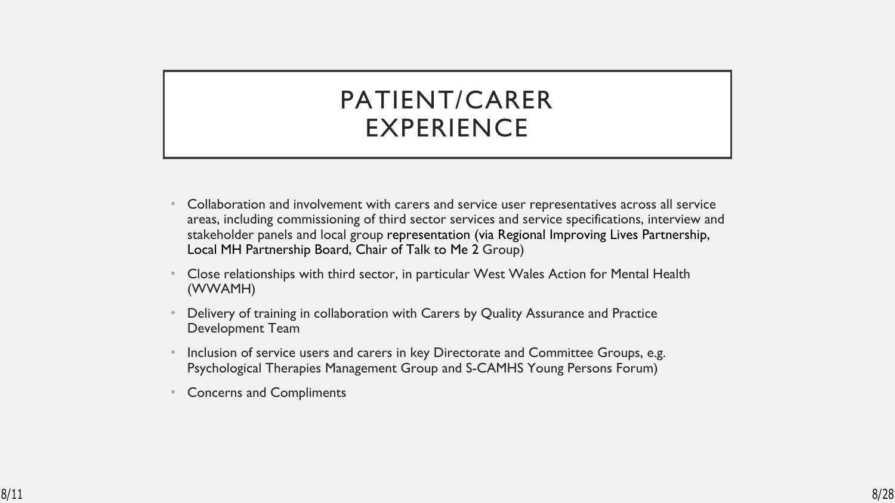# PATIENT/CARER EXPERIENCE

- Collaboration and involvement with carers and service user representatives across all service areas, including commissioning of third sector services and service specifications, interview and stakeholder panels and local group representation (via Regional Improving Lives Partnership, Local MH Partnership Board, Chair of Talk to Me 2 Group)
- Close relationships with third sector, in particular West Wales Action for Mental Health (WWAMH)
- Delivery of training in collaboration with Carers by Quality Assurance and Practice Development Team
- Inclusion of service users and carers in key Directorate and Committee Groups, e.g. Psychological Therapies Management Group and S-CAMHS Young Persons Forum)
- Concerns and Compliments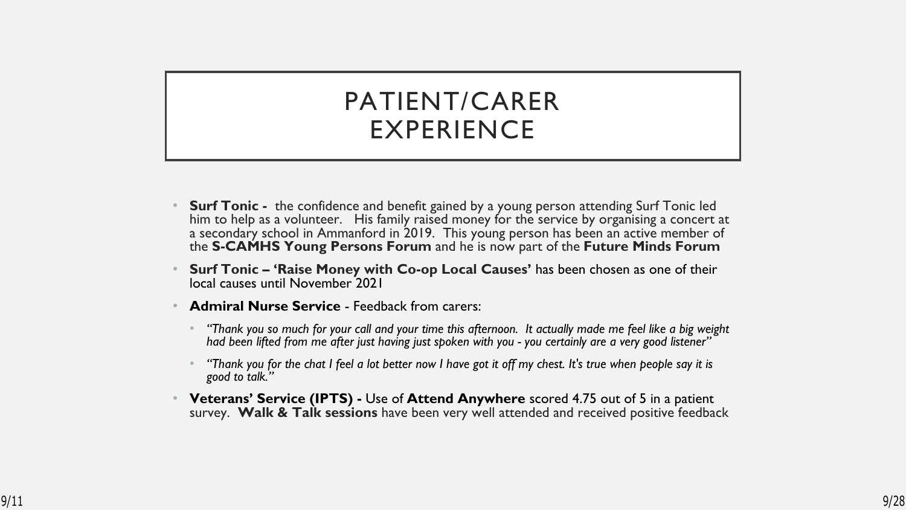# PATIENT/CARER EXPERIENCE

- **Surf Tonic -** the confidence and benefit gained by a young person attending Surf Tonic led him to help as a volunteer. His family raised money for the service by organising a concert at a secondary school in Ammanford in 2019. This young person has been an active member of the **S-CAMHS Young Persons Forum** and he is now part of the **Future Minds Forum**
- **Surf Tonic – 'Raise Money with Co-op Local Causes'** has been chosen as one of their local causes until November 2021
- **Admiral Nurse Service** - Feedback from carers:
  - *"Thank you so much for your call and your time this afternoon. It actually made me feel like a big weight had been lifted from me after just having just spoken with you - you certainly are a very good listener"*
  - *"Thank you for the chat I feel a lot better now I have got it off my chest. It's true when people say it is good to talk."*
- **Veterans' Service (IPTS) -** Use of **Attend Anywhere** scored 4.75 out of 5 in a patient survey. **Walk & Talk sessions** have been very well attended and received positive feedback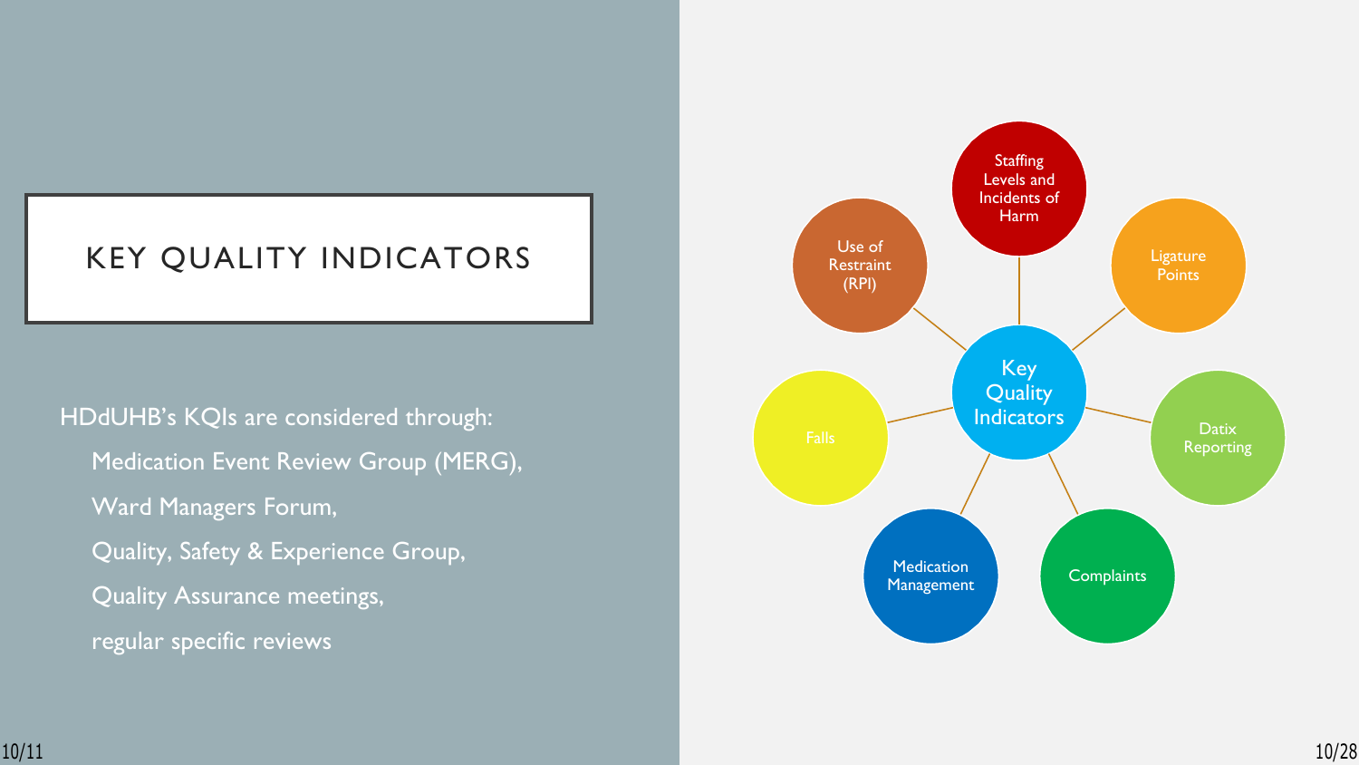# KEY QUALITY INDICATORS

HDdUHB's KQIs are considered through:

- Medication Event Review Group (MERG),
- Ward Managers Forum,
- Quality, Safety & Experience Group,
- Quality Assurance meetings,
- regular specific reviews

**Key Quality Indicators**

- Staffing Levels and Incidents of Harm
- Ligature Points
- Datix Reporting
- Complaints
- Medication Management
- Falls
- Use of Restraint (RPI)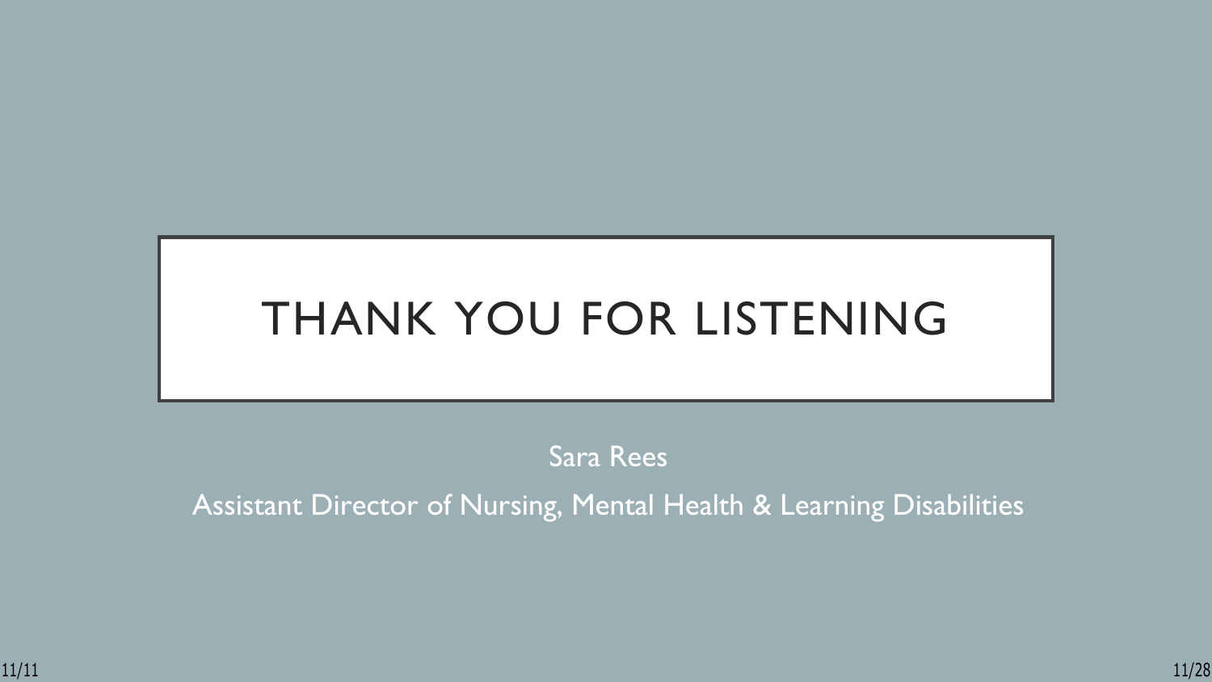# THANK YOU FOR LISTENING

Sara Rees

Assistant Director of Nursing, Mental Health & Learning Disabilities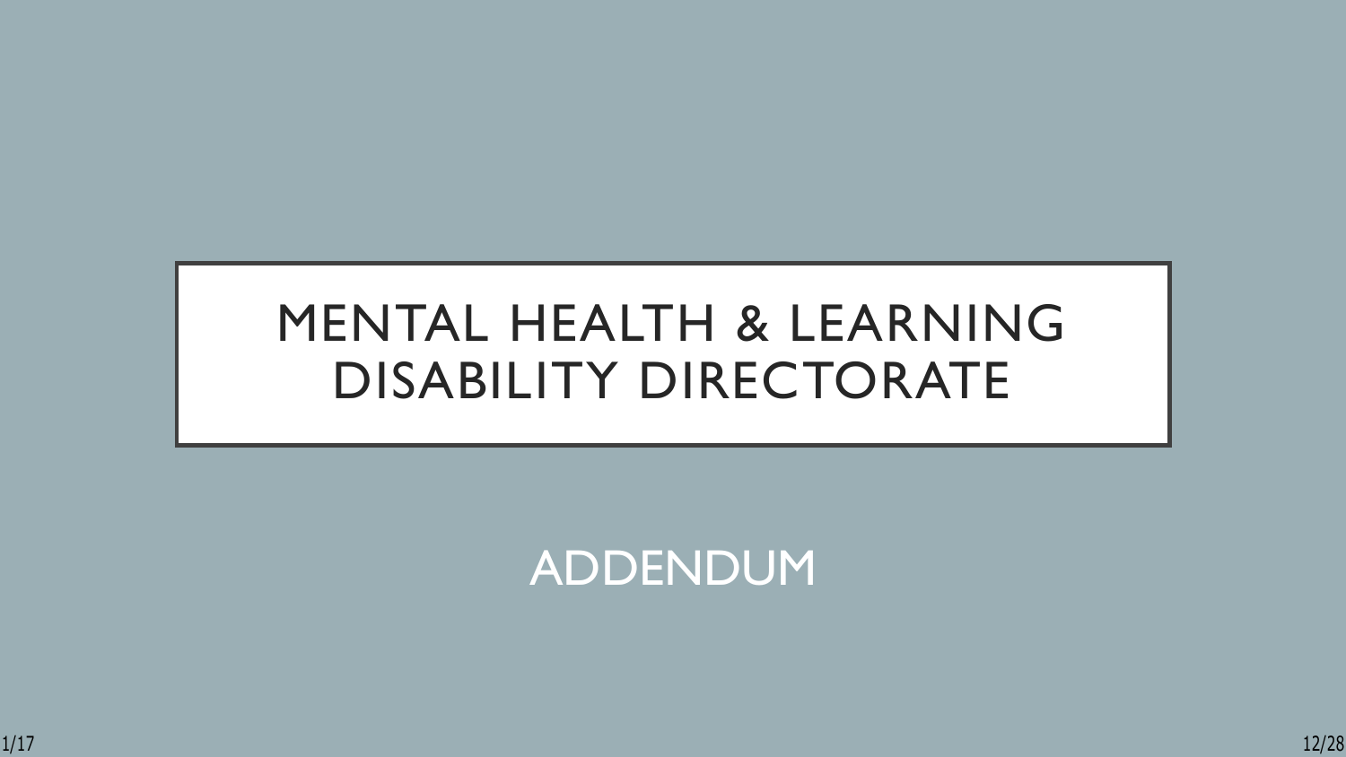# MENTAL HEALTH & LEARNING DISABILITY DIRECTORATE

## ADDENDUM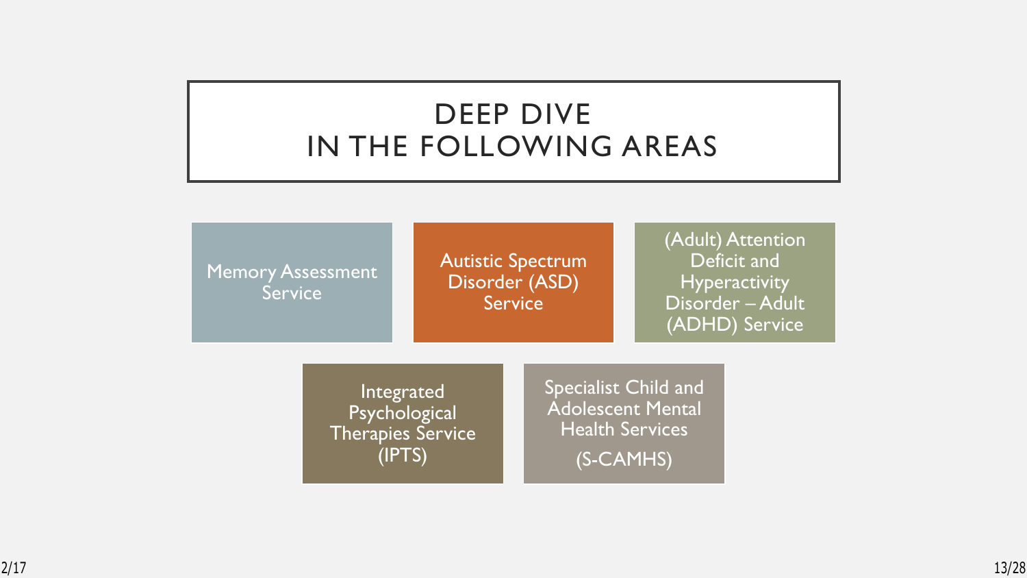# DEEP DIVE IN THE FOLLOWING AREAS

- Memory Assessment Service
- Autistic Spectrum Disorder (ASD) Service
- (Adult) Attention Deficit and Hyperactivity Disorder – Adult (ADHD) Service
- Integrated Psychological Therapies Service (IPTS)
- Specialist Child and Adolescent Mental Health Services (S-CAMHS)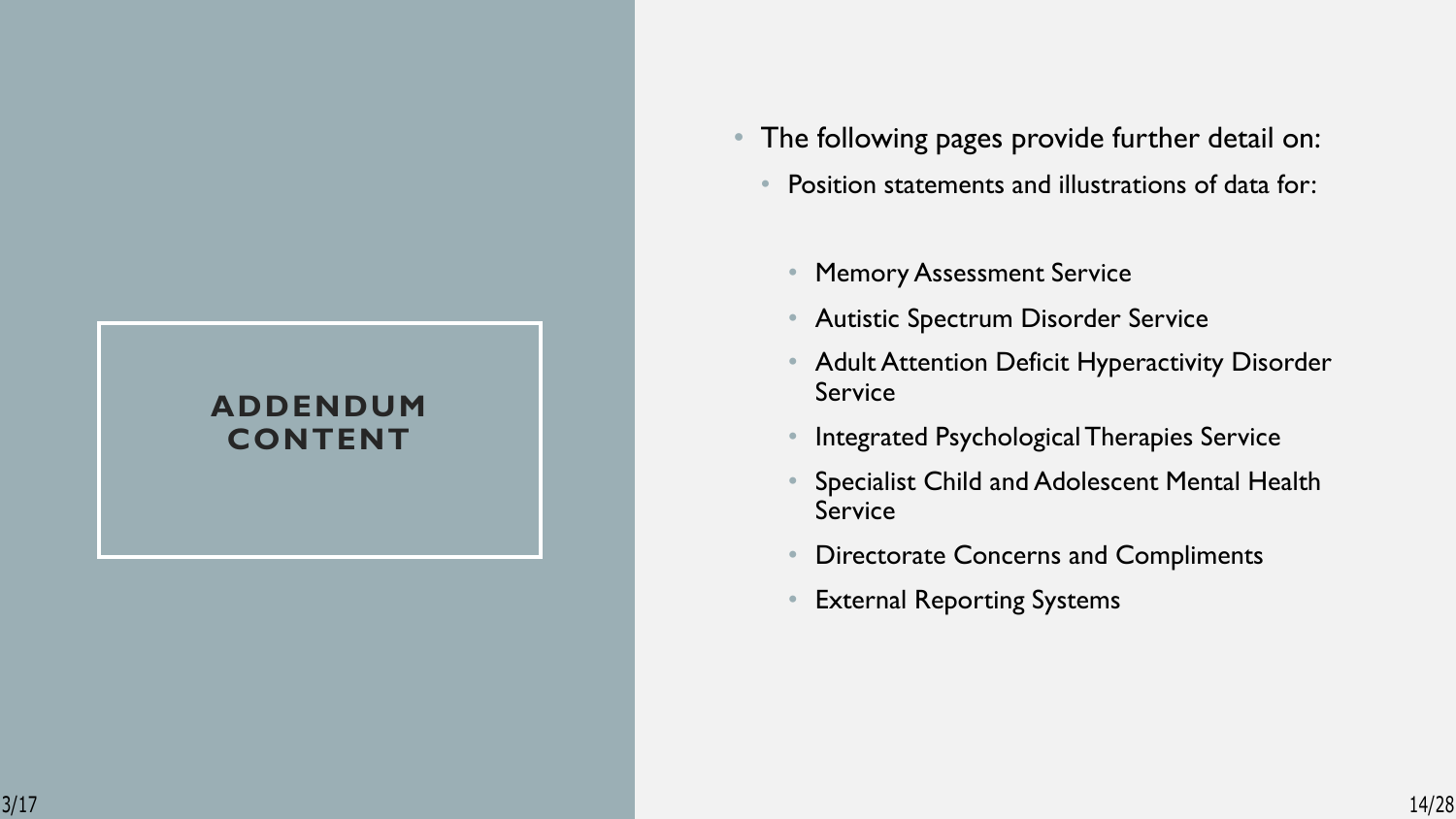# ADDENDUM CONTENT

- The following pages provide further detail on:
  - Position statements and illustrations of data for:
    - Memory Assessment Service
    - Autistic Spectrum Disorder Service
    - Adult Attention Deficit Hyperactivity Disorder Service
    - Integrated Psychological Therapies Service
    - Specialist Child and Adolescent Mental Health Service
    - Directorate Concerns and Compliments
    - External Reporting Systems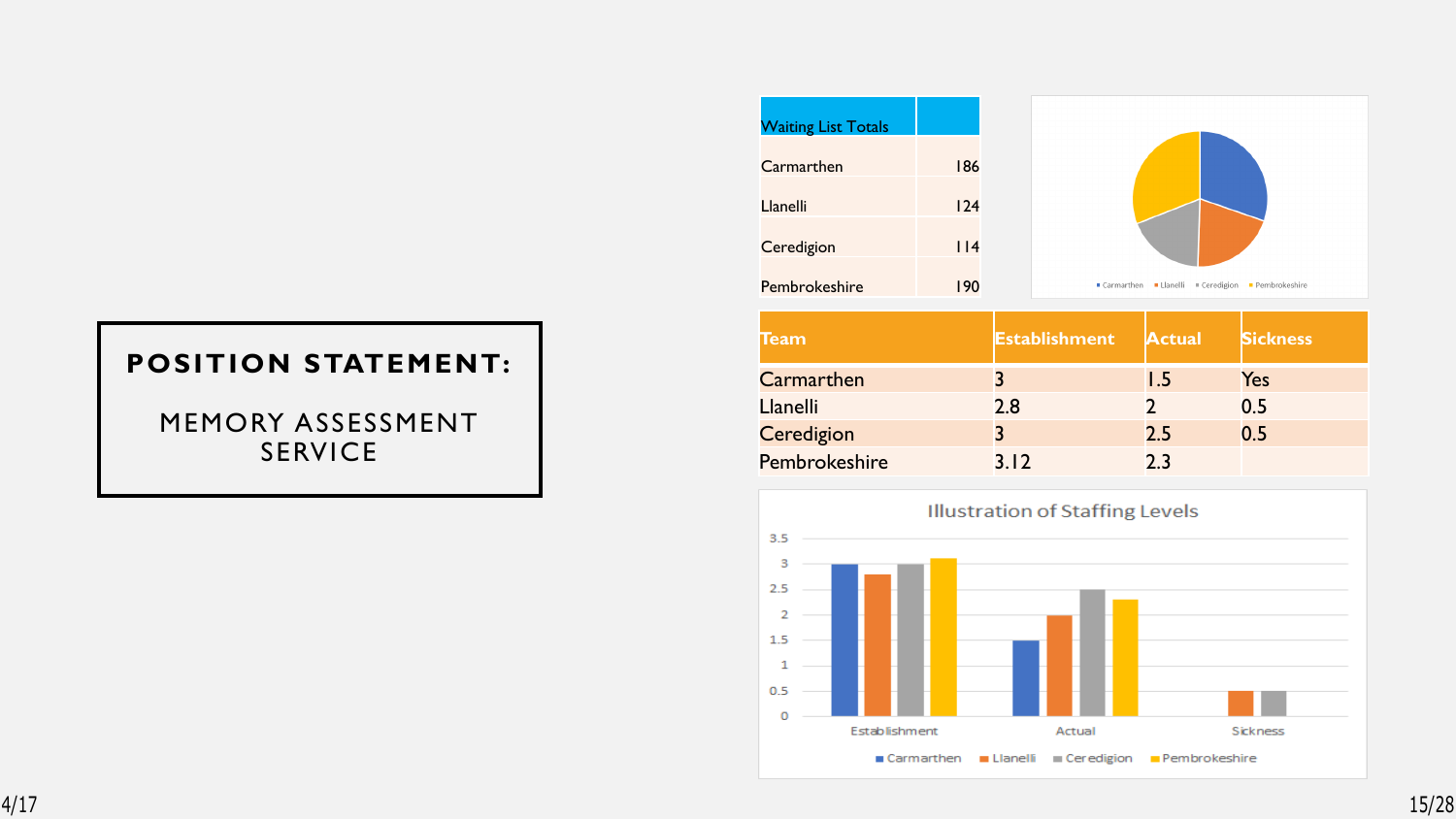# POSITION STATEMENT:

## MEMORY ASSESSMENT SERVICE

| Waiting List Totals | |
|---|---|
| Carmarthen | 186 |
| Llanelli | 124 |
| Ceredigion | 114 |
| Pembrokeshire | 190 |

| Team | Establishment | Actual | Sickness |
|---|---|---|---|
| Carmarthen | 3 | 1.5 | Yes |
| Llanelli | 2.8 | 2 | 0.5 |
| Ceredigion | 3 | 2.5 | 0.5 |
| Pembrokeshire | 3.12 | 2.3 | |

Illustration of Staffing Levels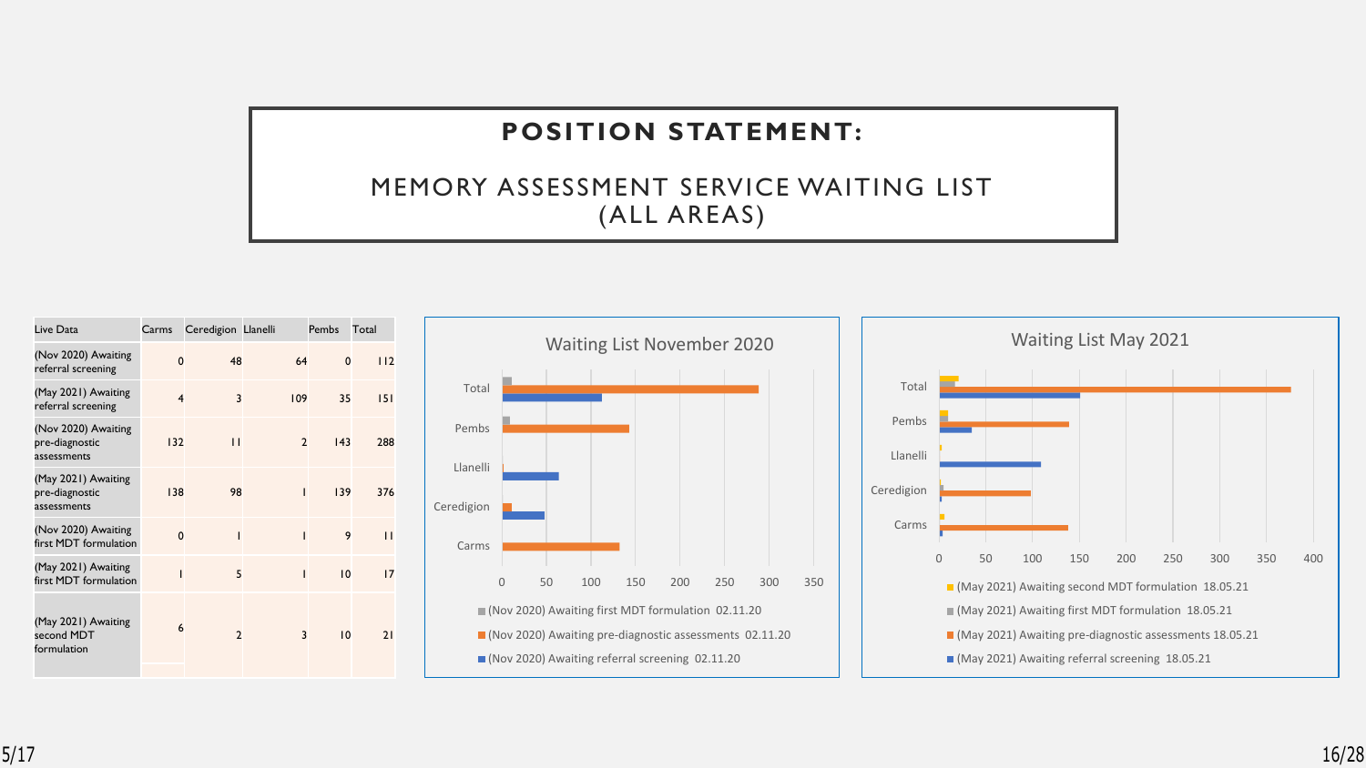# POSITION STATEMENT:

## MEMORY ASSESSMENT SERVICE WAITING LIST (ALL AREAS)

| Live Data | Carms | Ceredigion | Llanelli | Pembs | Total |
|---|---|---|---|---|---|
| (Nov 2020) Awaiting referral screening | 0 | 48 | 64 | 0 | 112 |
| (May 2021) Awaiting referral screening | 4 | 3 | 109 | 35 | 151 |
| (Nov 2020) Awaiting pre-diagnostic assessments | 132 | 11 | 2 | 143 | 288 |
| (May 2021) Awaiting pre-diagnostic assessments | 138 | 98 | 1 | 139 | 376 |
| (Nov 2020) Awaiting first MDT formulation | 0 | 1 | 1 | 9 | 11 |
| (May 2021) Awaiting first MDT formulation | 1 | 5 | 1 | 10 | 17 |
| (May 2021) Awaiting second MDT formulation | 6 | 2 | 3 | 10 | 21 |

Waiting List November 2020

- (Nov 2020) Awaiting first MDT formulation 02.11.20
- (Nov 2020) Awaiting pre-diagnostic assessments 02.11.20
- (Nov 2020) Awaiting referral screening 02.11.20

Waiting List May 2021

- (May 2021) Awaiting second MDT formulation 18.05.21
- (May 2021) Awaiting first MDT formulation 18.05.21
- (May 2021) Awaiting pre-diagnostic assessments 18.05.21
- (May 2021) Awaiting referral screening 18.05.21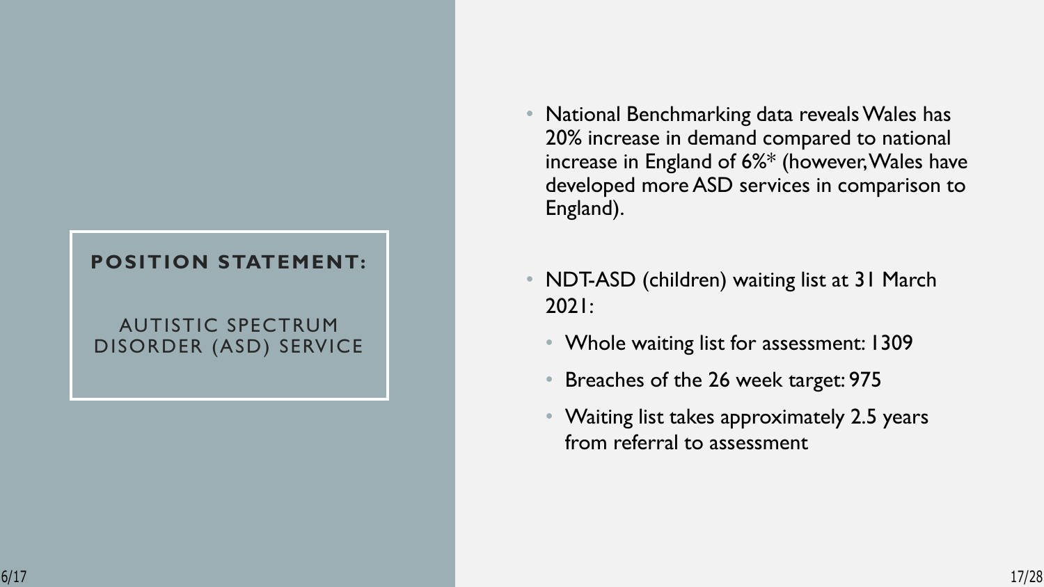## POSITION STATEMENT:

AUTISTIC SPECTRUM DISORDER (ASD) SERVICE

- National Benchmarking data reveals Wales has 20% increase in demand compared to national increase in England of 6%* (however, Wales have developed more ASD services in comparison to England).
- NDT-ASD (children) waiting list at 31 March 2021:
  - Whole waiting list for assessment: 1309
  - Breaches of the 26 week target: 975
  - Waiting list takes approximately 2.5 years from referral to assessment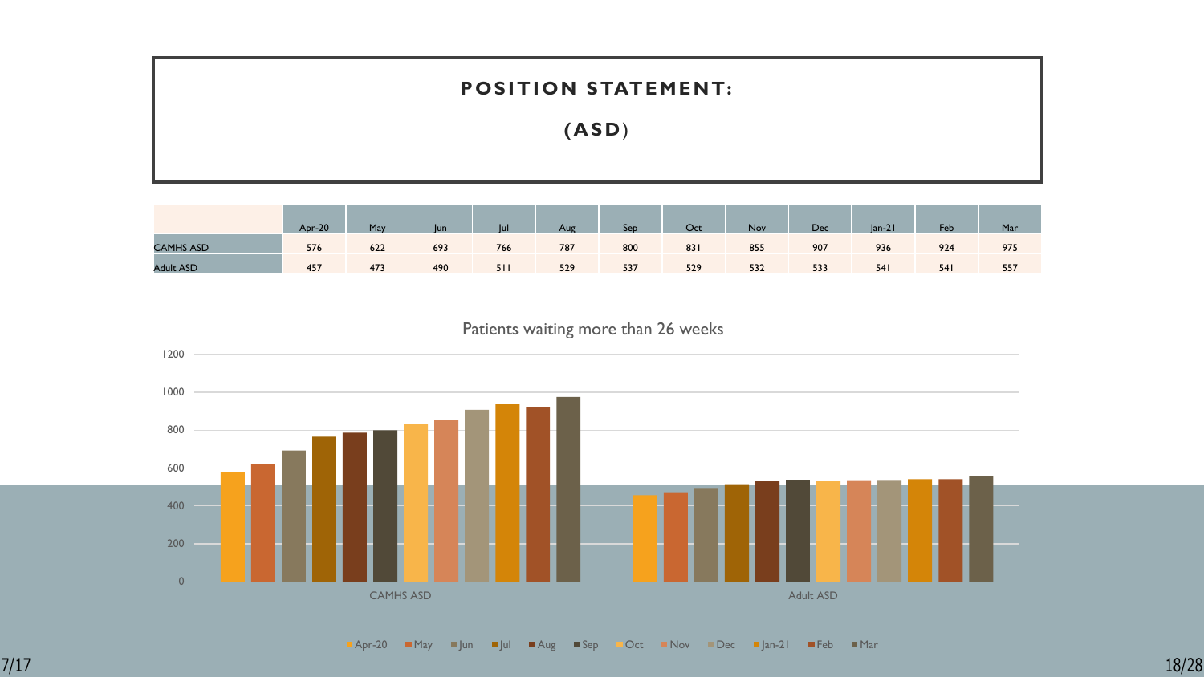# POSITION STATEMENT:

## (ASD)

| | Apr-20 | May | Jun | Jul | Aug | Sep | Oct | Nov | Dec | Jan-21 | Feb | Mar |
|---|---|---|---|---|---|---|---|---|---|---|---|---|
| CAMHS ASD | 576 | 622 | 693 | 766 | 787 | 800 | 831 | 855 | 907 | 936 | 924 | 975 |
| Adult ASD | 457 | 473 | 490 | 511 | 529 | 537 | 529 | 532 | 533 | 541 | 541 | 557 |

Patients waiting more than 26 weeks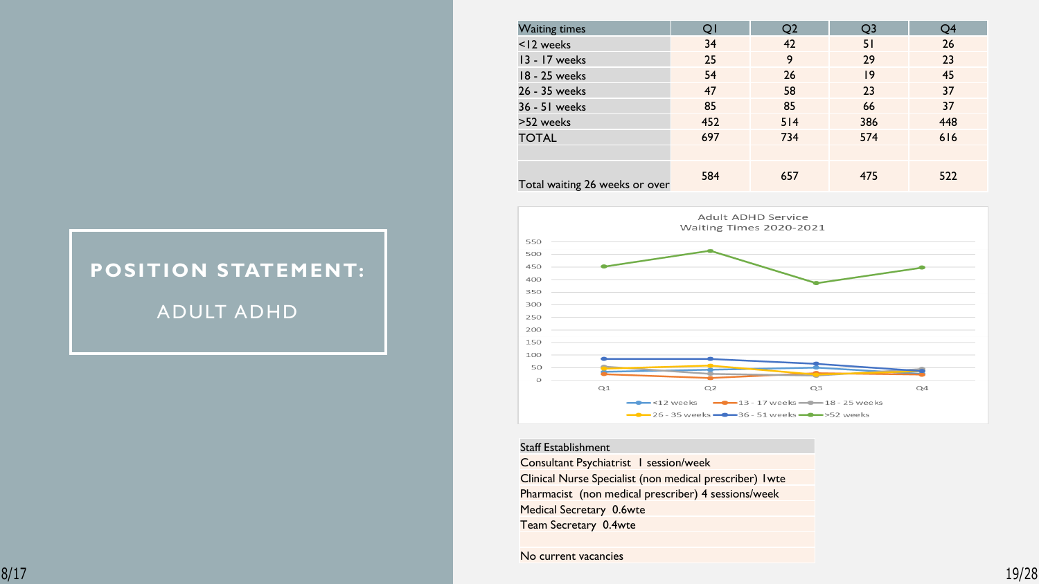# POSITION STATEMENT:

## ADULT ADHD

| Waiting times | Q1 | Q2 | Q3 | Q4 |
|---|---|---|---|---|
| <12 weeks | 34 | 42 | 51 | 26 |
| 13 - 17 weeks | 25 | 9 | 29 | 23 |
| 18 - 25 weeks | 54 | 26 | 19 | 45 |
| 26 - 35 weeks | 47 | 58 | 23 | 37 |
| 36 - 51 weeks | 85 | 85 | 66 | 37 |
| >52 weeks | 452 | 514 | 386 | 448 |
| TOTAL | 697 | 734 | 574 | 616 |
| | | | | |
| Total waiting 26 weeks or over | 584 | 657 | 475 | 522 |

Adult ADHD Service Waiting Times 2020-2021

| Staff Establishment |
|---|
| Consultant Psychiatrist 1 session/week |
| Clinical Nurse Specialist (non medical prescriber) 1wte |
| Pharmacist (non medical prescriber) 4 sessions/week |
| Medical Secretary 0.6wte |
| Team Secretary 0.4wte |
| |
| No current vacancies |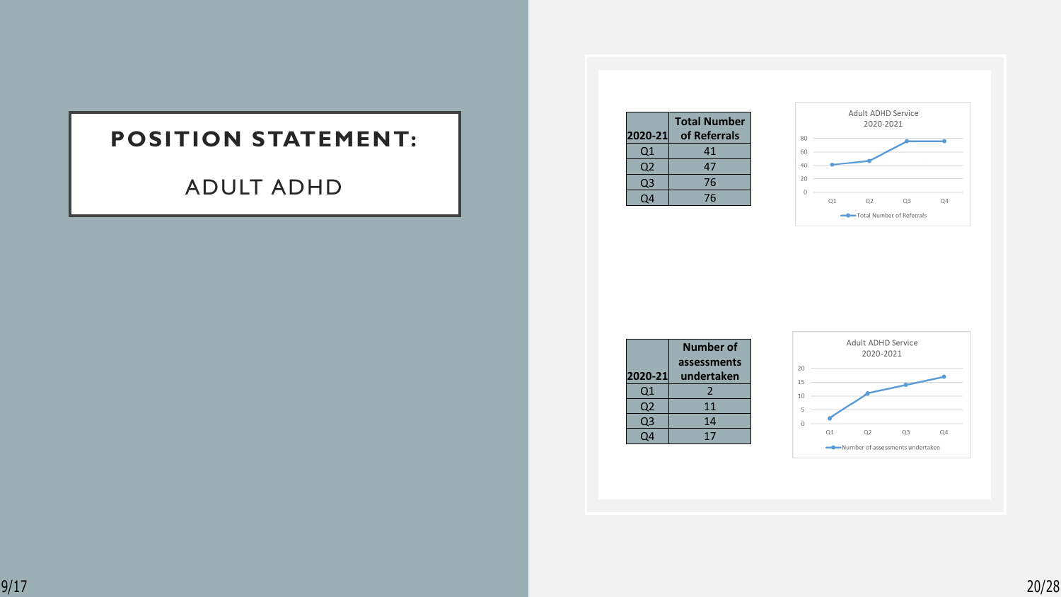# POSITION STATEMENT:

## ADULT ADHD

| 2020-21 | Total Number of Referrals |
|---|---|
| Q1 | 41 |
| Q2 | 47 |
| Q3 | 76 |
| Q4 | 76 |

Adult ADHD Service 2020-2021

| 2020-21 | Number of assessments undertaken |
|---|---|
| Q1 | 2 |
| Q2 | 11 |
| Q3 | 14 |
| Q4 | 17 |

Adult ADHD Service 2020-2021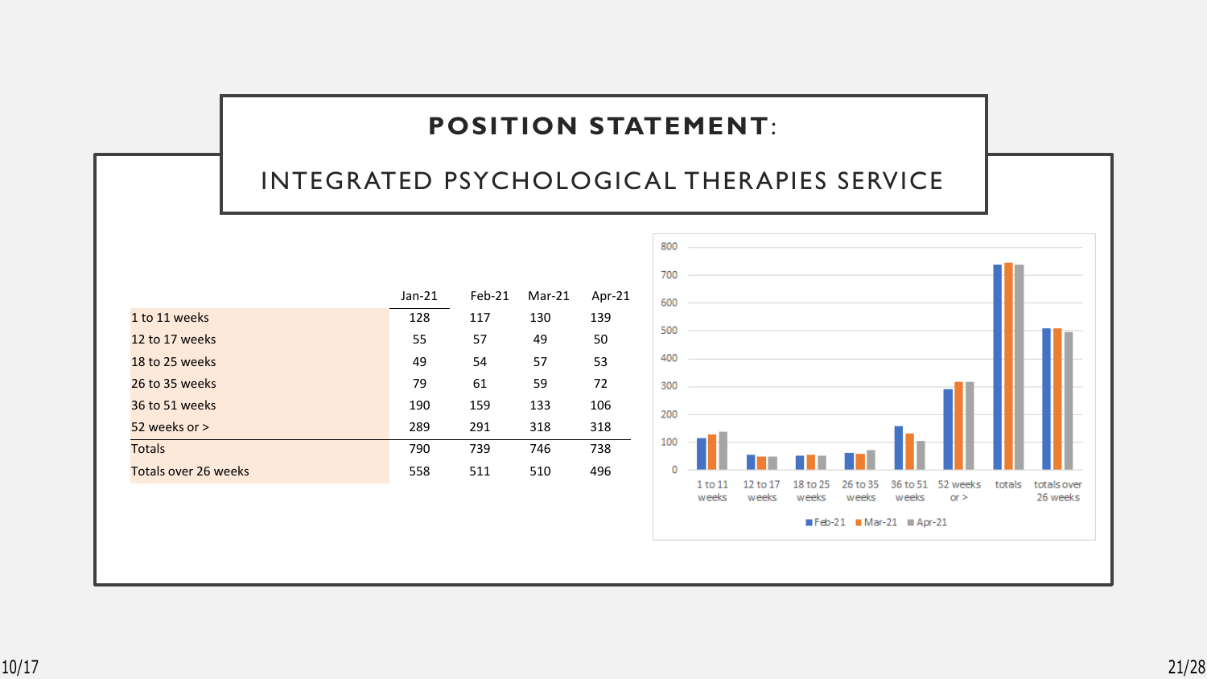# POSITION STATEMENT:

## INTEGRATED PSYCHOLOGICAL THERAPIES SERVICE

| | Jan-21 | Feb-21 | Mar-21 | Apr-21 |
|---|---|---|---|---|
| 1 to 11 weeks | 128 | 117 | 130 | 139 |
| 12 to 17 weeks | 55 | 57 | 49 | 50 |
| 18 to 25 weeks | 49 | 54 | 57 | 53 |
| 26 to 35 weeks | 79 | 61 | 59 | 72 |
| 36 to 51 weeks | 190 | 159 | 133 | 106 |
| 52 weeks or > | 289 | 291 | 318 | 318 |
| Totals | 790 | 739 | 746 | 738 |
| Totals over 26 weeks | 558 | 511 | 510 | 496 |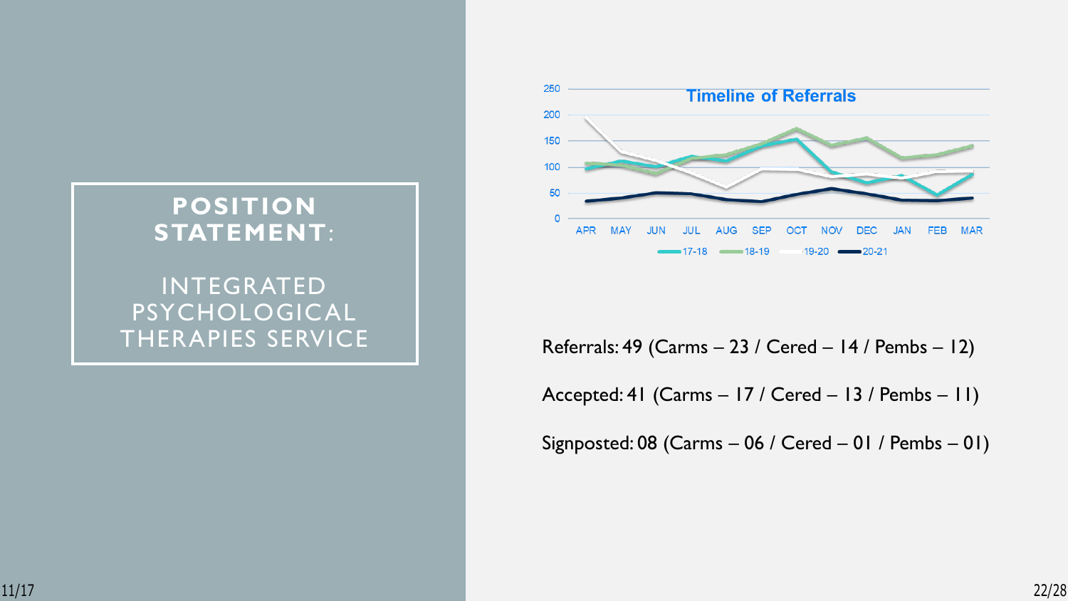# POSITION STATEMENT:

## INTEGRATED PSYCHOLOGICAL THERAPIES SERVICE

Timeline of Referrals

Referrals: 49 (Carms – 23 / Cered – 14 / Pembs – 12)

Accepted: 41 (Carms – 17 / Cered – 13 / Pembs – 11)

Signposted: 08 (Carms – 06 / Cered – 01 / Pembs – 01)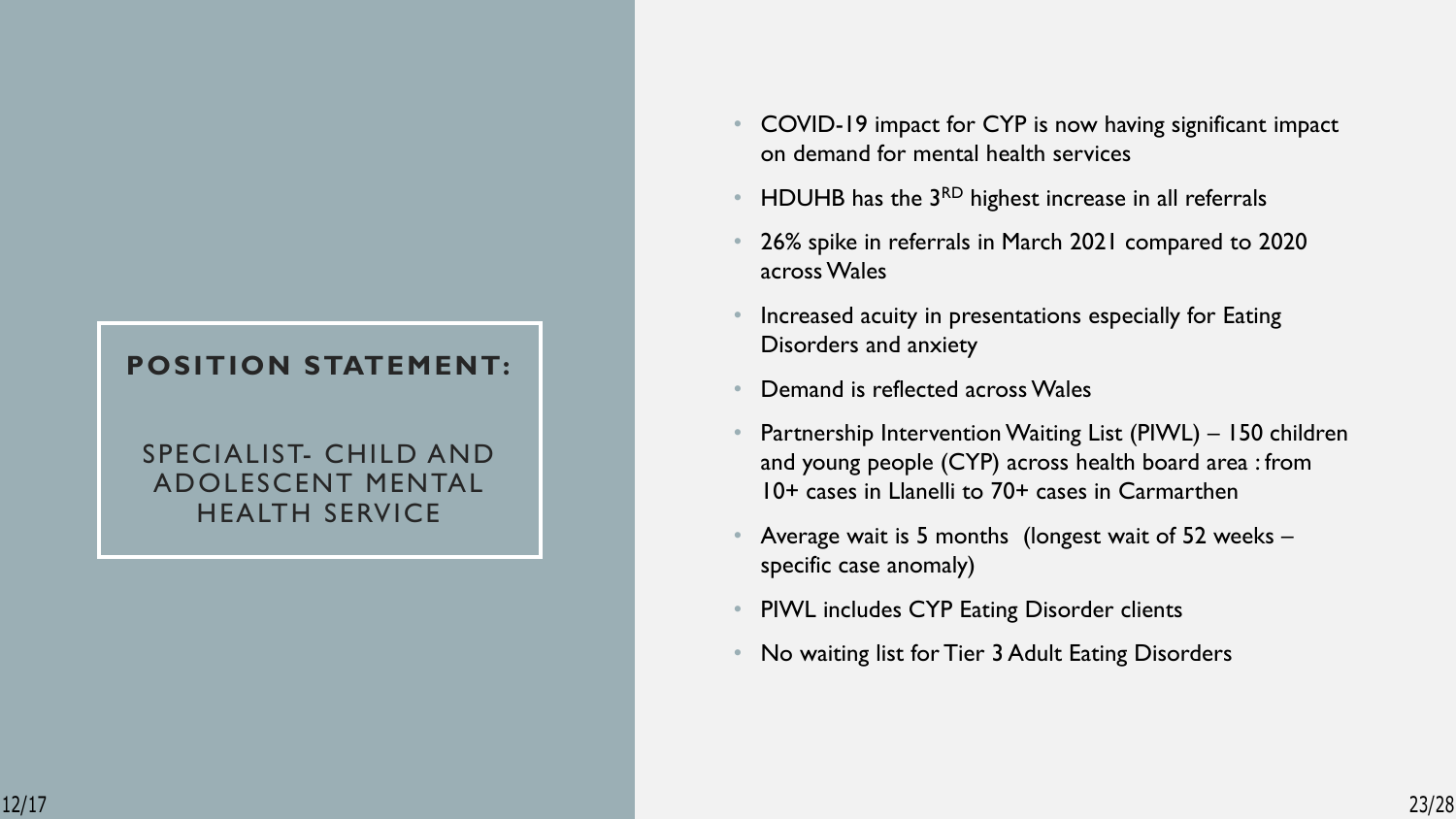## POSITION STATEMENT:

SPECIALIST- CHILD AND ADOLESCENT MENTAL HEALTH SERVICE

- COVID-19 impact for CYP is now having significant impact on demand for mental health services
- HDUHB has the 3RD highest increase in all referrals
- 26% spike in referrals in March 2021 compared to 2020 across Wales
- Increased acuity in presentations especially for Eating Disorders and anxiety
- Demand is reflected across Wales
- Partnership Intervention Waiting List (PIWL) – 150 children and young people (CYP) across health board area : from 10+ cases in Llanelli to 70+ cases in Carmarthen
- Average wait is 5 months (longest wait of 52 weeks – specific case anomaly)
- PIWL includes CYP Eating Disorder clients
- No waiting list for Tier 3 Adult Eating Disorders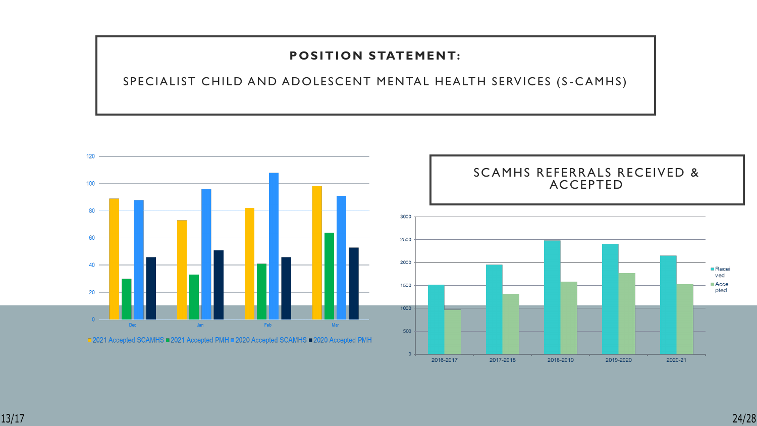**POSITION STATEMENT:**

SPECIALIST CHILD AND ADOLESCENT MENTAL HEALTH SERVICES (S-CAMHS)

2021 Accepted SCAMHS, 2021 Accepted PMH, 2020 Accepted SCAMHS, 2020 Accepted PMH

SCAMHS REFERRALS RECEIVED & ACCEPTED

Received, Accepted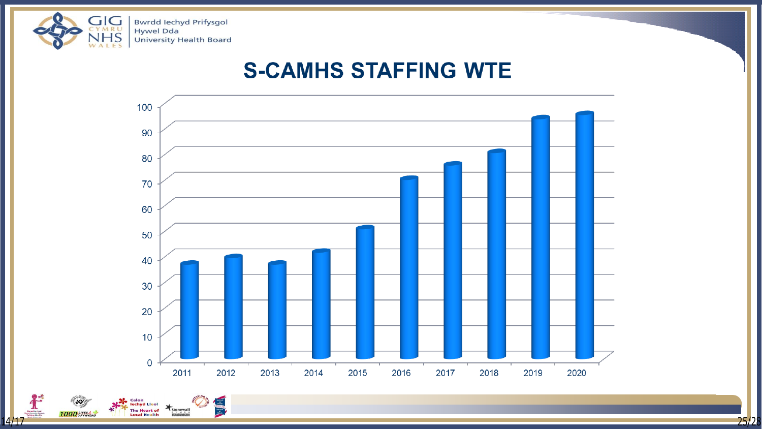Bwrdd Iechyd Prifysgol Hywel Dda University Health Board

# S-CAMHS STAFFING WTE

| Year | WTE |
|---|---|
| 2011 | 37 |
| 2012 | 39.5 |
| 2013 | 37 |
| 2014 | 41.5 |
| 2015 | 51 |
| 2016 | 70.5 |
| 2017 | 76 |
| 2018 | 81 |
| 2019 | 94 |
| 2020 | 96 |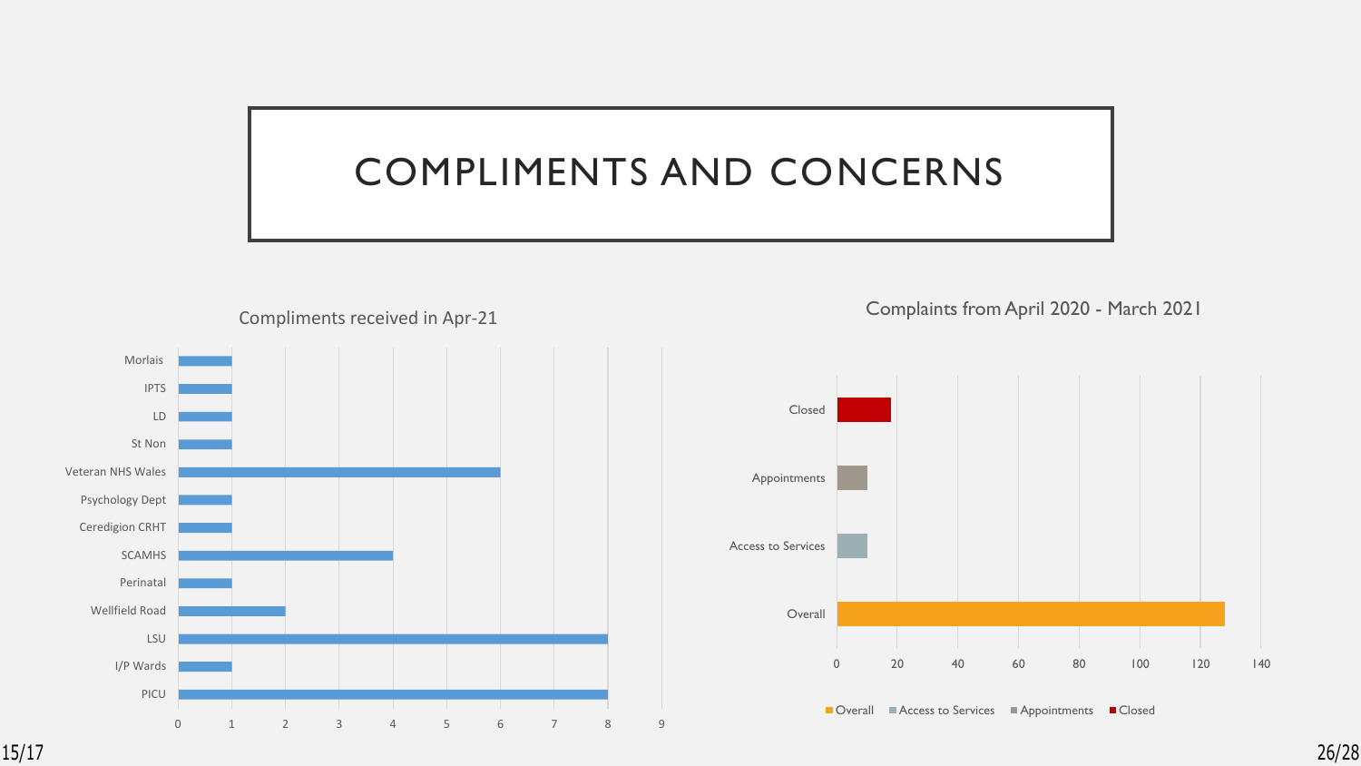# COMPLIMENTS AND CONCERNS

Compliments received in Apr-21

| Service | Compliments |
|---|---|
| Morlais | 1 |
| IPTS | 1 |
| LD | 1 |
| St Non | 1 |
| Veteran NHS Wales | 6 |
| Psychology Dept | 1 |
| Ceredigion CRHT | 1 |
| SCAMHS | 4 |
| Perinatal | 1 |
| Wellfield Road | 2 |
| LSU | 8 |
| I/P Wards | 1 |
| PICU | 8 |

Complaints from April 2020 - March 2021

| Category | Complaints (approx.) |
|---|---|
| Closed | 18 |
| Appointments | 10 |
| Access to Services | 10 |
| Overall | 128 |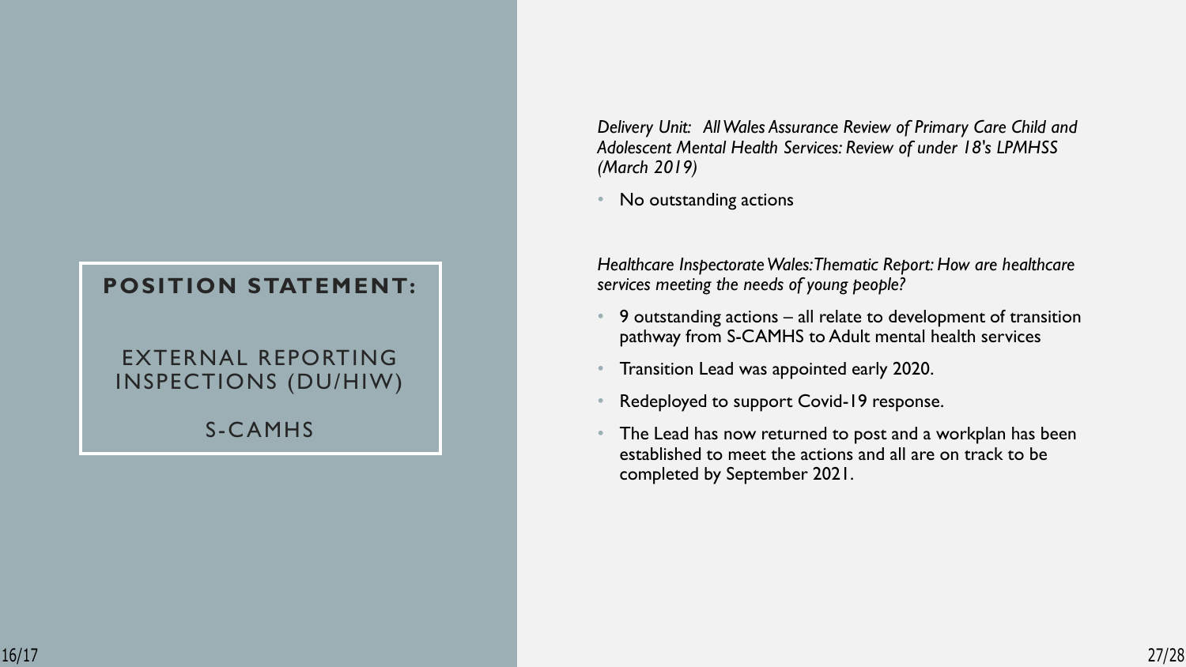# POSITION STATEMENT:

## EXTERNAL REPORTING INSPECTIONS (DU/HIW)

## S-CAMHS

*Delivery Unit: All Wales Assurance Review of Primary Care Child and Adolescent Mental Health Services: Review of under 18's LPMHSS (March 2019)*

- No outstanding actions

*Healthcare Inspectorate Wales: Thematic Report: How are healthcare services meeting the needs of young people?*

- 9 outstanding actions – all relate to development of transition pathway from S-CAMHS to Adult mental health services
- Transition Lead was appointed early 2020.
- Redeployed to support Covid-19 response.
- The Lead has now returned to post and a workplan has been established to meet the actions and all are on track to be completed by September 2021.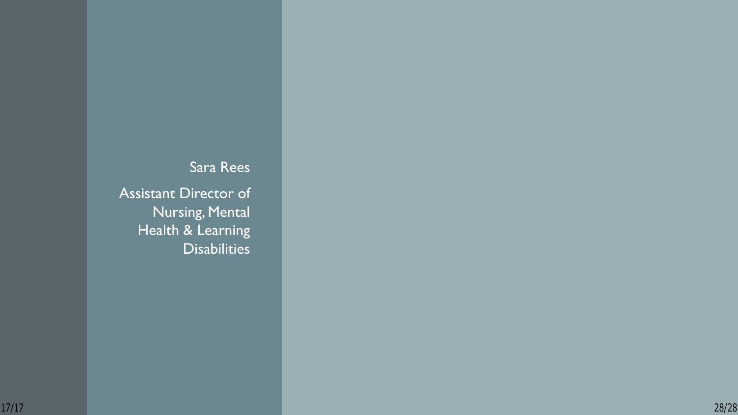Sara Rees

Assistant Director of Nursing, Mental Health & Learning Disabilities